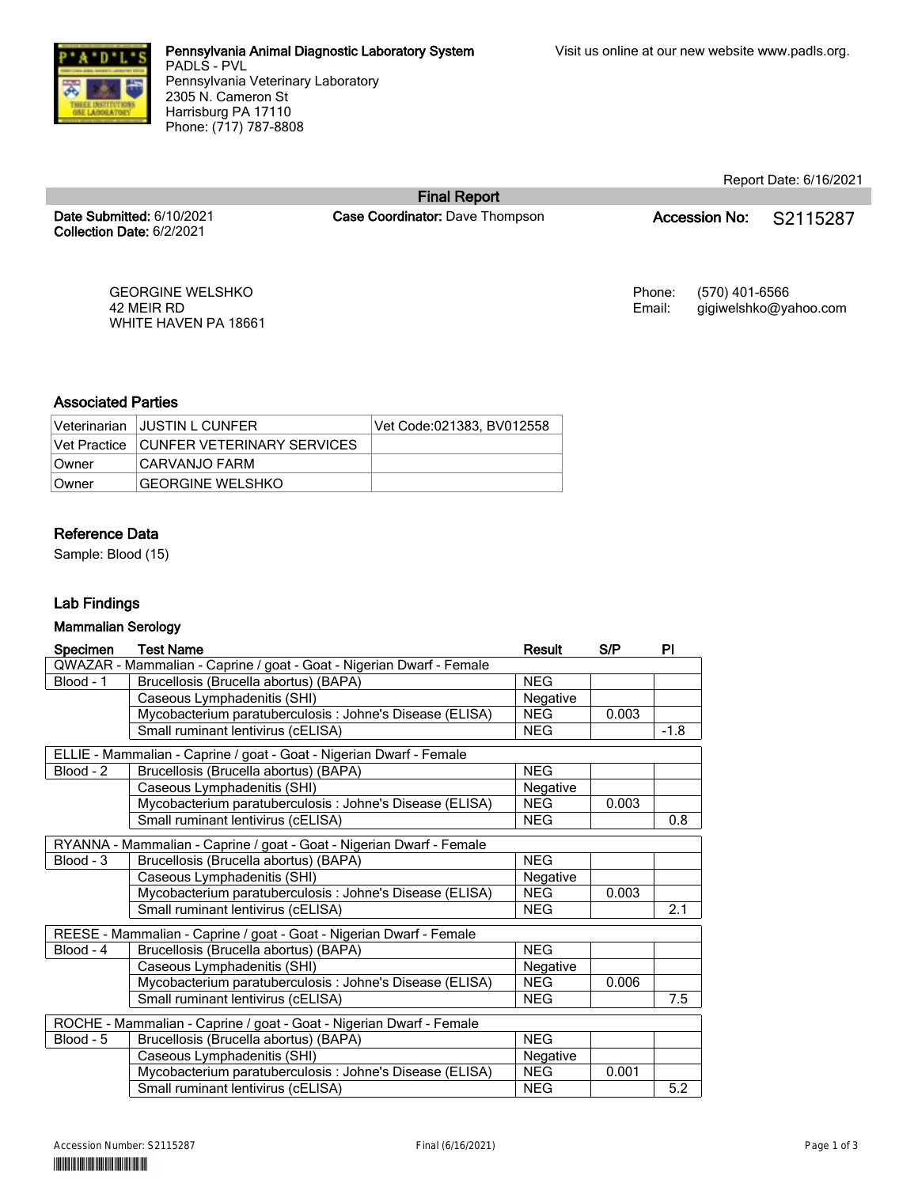**Pennsylvania Animal Diagnostic Laboratory System**
PADLS - PVL
Pennsylvania Veterinary Laboratory
2305 N. Cameron St
Harrisburg PA 17110
Phone: (717) 787-8808

Visit us online at our new website www.padls.org.

Report Date: 6/16/2021

## Final Report

**Date Submitted:** 6/10/2021
**Collection Date:** 6/2/2021

**Case Coordinator:** Dave Thompson

**Accession No:** S2115287

GEORGINE WELSHKO
42 MEIR RD
WHITE HAVEN PA 18661

Phone: (570) 401-6566
Email: gigiwelshko@yahoo.com

### Associated Parties

| | | |
|---|---|---|
| Veterinarian | JUSTIN L CUNFER | Vet Code:021383, BV012558 |
| Vet Practice | CUNFER VETERINARY SERVICES | |
| Owner | CARVANJO FARM | |
| Owner | GEORGINE WELSHKO | |

### Reference Data

Sample: Blood (15)

### Lab Findings

#### Mammalian Serology

| Specimen | Test Name | Result | S/P | PI |
|---|---|---|---|---|
| QWAZAR - Mammalian - Caprine / goat - Goat - Nigerian Dwarf - Female | | | | |
| Blood - 1 | Brucellosis (Brucella abortus) (BAPA) | NEG | | |
| | Caseous Lymphadenitis (SHI) | Negative | | |
| | Mycobacterium paratuberculosis : Johne's Disease (ELISA) | NEG | 0.003 | |
| | Small ruminant lentivirus (cELISA) | NEG | | -1.8 |
| ELLIE - Mammalian - Caprine / goat - Goat - Nigerian Dwarf - Female | | | | |
| Blood - 2 | Brucellosis (Brucella abortus) (BAPA) | NEG | | |
| | Caseous Lymphadenitis (SHI) | Negative | | |
| | Mycobacterium paratuberculosis : Johne's Disease (ELISA) | NEG | 0.003 | |
| | Small ruminant lentivirus (cELISA) | NEG | | 0.8 |
| RYANNA - Mammalian - Caprine / goat - Goat - Nigerian Dwarf - Female | | | | |
| Blood - 3 | Brucellosis (Brucella abortus) (BAPA) | NEG | | |
| | Caseous Lymphadenitis (SHI) | Negative | | |
| | Mycobacterium paratuberculosis : Johne's Disease (ELISA) | NEG | 0.003 | |
| | Small ruminant lentivirus (cELISA) | NEG | | 2.1 |
| REESE - Mammalian - Caprine / goat - Goat - Nigerian Dwarf - Female | | | | |
| Blood - 4 | Brucellosis (Brucella abortus) (BAPA) | NEG | | |
| | Caseous Lymphadenitis (SHI) | Negative | | |
| | Mycobacterium paratuberculosis : Johne's Disease (ELISA) | NEG | 0.006 | |
| | Small ruminant lentivirus (cELISA) | NEG | | 7.5 |
| ROCHE - Mammalian - Caprine / goat - Goat - Nigerian Dwarf - Female | | | | |
| Blood - 5 | Brucellosis (Brucella abortus) (BAPA) | NEG | | |
| | Caseous Lymphadenitis (SHI) | Negative | | |
| | Mycobacterium paratuberculosis : Johne's Disease (ELISA) | NEG | 0.001 | |
| | Small ruminant lentivirus (cELISA) | NEG | | 5.2 |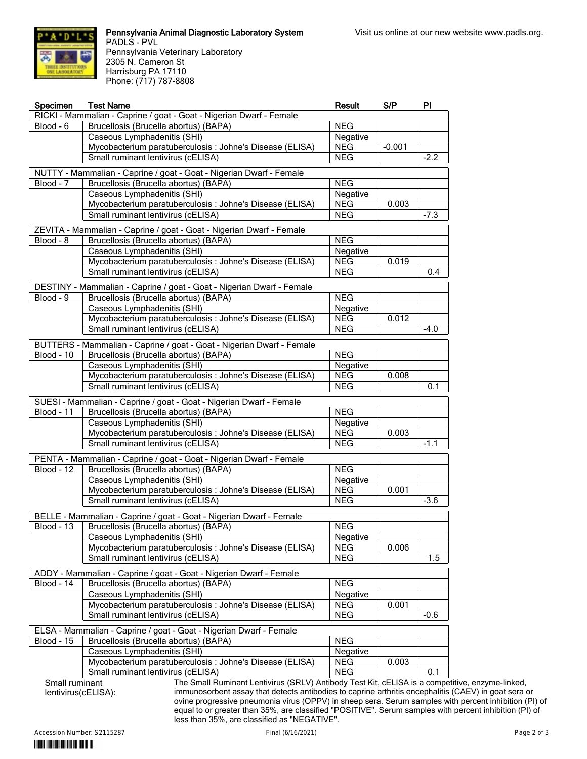**Pennsylvania Animal Diagnostic Laboratory System**
PADLS - PVL
Pennsylvania Veterinary Laboratory
2305 N. Cameron St
Harrisburg PA 17110
Phone: (717) 787-8808

Visit us online at our new website www.padls.org.

| Specimen | Test Name | Result | S/P | PI |
|---|---|---|---|---|
| RICKI - Mammalian - Caprine / goat - Goat - Nigerian Dwarf - Female | | | | |
| Blood - 6 | Brucellosis (Brucella abortus) (BAPA) | NEG | | |
| | Caseous Lymphadenitis (SHI) | Negative | | |
| | Mycobacterium paratuberculosis : Johne's Disease (ELISA) | NEG | -0.001 | |
| | Small ruminant lentivirus (cELISA) | NEG | | -2.2 |
| NUTTY - Mammalian - Caprine / goat - Goat - Nigerian Dwarf - Female | | | | |
| Blood - 7 | Brucellosis (Brucella abortus) (BAPA) | NEG | | |
| | Caseous Lymphadenitis (SHI) | Negative | | |
| | Mycobacterium paratuberculosis : Johne's Disease (ELISA) | NEG | 0.003 | |
| | Small ruminant lentivirus (cELISA) | NEG | | -7.3 |
| ZEVITA - Mammalian - Caprine / goat - Goat - Nigerian Dwarf - Female | | | | |
| Blood - 8 | Brucellosis (Brucella abortus) (BAPA) | NEG | | |
| | Caseous Lymphadenitis (SHI) | Negative | | |
| | Mycobacterium paratuberculosis : Johne's Disease (ELISA) | NEG | 0.019 | |
| | Small ruminant lentivirus (cELISA) | NEG | | 0.4 |
| DESTINY - Mammalian - Caprine / goat - Goat - Nigerian Dwarf - Female | | | | |
| Blood - 9 | Brucellosis (Brucella abortus) (BAPA) | NEG | | |
| | Caseous Lymphadenitis (SHI) | Negative | | |
| | Mycobacterium paratuberculosis : Johne's Disease (ELISA) | NEG | 0.012 | |
| | Small ruminant lentivirus (cELISA) | NEG | | -4.0 |
| BUTTERS - Mammalian - Caprine / goat - Goat - Nigerian Dwarf - Female | | | | |
| Blood - 10 | Brucellosis (Brucella abortus) (BAPA) | NEG | | |
| | Caseous Lymphadenitis (SHI) | Negative | | |
| | Mycobacterium paratuberculosis : Johne's Disease (ELISA) | NEG | 0.008 | |
| | Small ruminant lentivirus (cELISA) | NEG | | 0.1 |
| SUESI - Mammalian - Caprine / goat - Goat - Nigerian Dwarf - Female | | | | |
| Blood - 11 | Brucellosis (Brucella abortus) (BAPA) | NEG | | |
| | Caseous Lymphadenitis (SHI) | Negative | | |
| | Mycobacterium paratuberculosis : Johne's Disease (ELISA) | NEG | 0.003 | |
| | Small ruminant lentivirus (cELISA) | NEG | | -1.1 |
| PENTA - Mammalian - Caprine / goat - Goat - Nigerian Dwarf - Female | | | | |
| Blood - 12 | Brucellosis (Brucella abortus) (BAPA) | NEG | | |
| | Caseous Lymphadenitis (SHI) | Negative | | |
| | Mycobacterium paratuberculosis : Johne's Disease (ELISA) | NEG | 0.001 | |
| | Small ruminant lentivirus (cELISA) | NEG | | -3.6 |
| BELLE - Mammalian - Caprine / goat - Goat - Nigerian Dwarf - Female | | | | |
| Blood - 13 | Brucellosis (Brucella abortus) (BAPA) | NEG | | |
| | Caseous Lymphadenitis (SHI) | Negative | | |
| | Mycobacterium paratuberculosis : Johne's Disease (ELISA) | NEG | 0.006 | |
| | Small ruminant lentivirus (cELISA) | NEG | | 1.5 |
| ADDY - Mammalian - Caprine / goat - Goat - Nigerian Dwarf - Female | | | | |
| Blood - 14 | Brucellosis (Brucella abortus) (BAPA) | NEG | | |
| | Caseous Lymphadenitis (SHI) | Negative | | |
| | Mycobacterium paratuberculosis : Johne's Disease (ELISA) | NEG | 0.001 | |
| | Small ruminant lentivirus (cELISA) | NEG | | -0.6 |
| ELSA - Mammalian - Caprine / goat - Goat - Nigerian Dwarf - Female | | | | |
| Blood - 15 | Brucellosis (Brucella abortus) (BAPA) | NEG | | |
| | Caseous Lymphadenitis (SHI) | Negative | | |
| | Mycobacterium paratuberculosis : Johne's Disease (ELISA) | NEG | 0.003 | |
| | Small ruminant lentivirus (cELISA) | NEG | | 0.1 |

Small ruminant lentivirus(cELISA): The Small Ruminant Lentivirus (SRLV) Antibody Test Kit, cELISA is a competitive, enzyme-linked, immunosorbent assay that detects antibodies to caprine arthritis encephalitis (CAEV) in goat sera or ovine progressive pneumonia virus (OPPV) in sheep sera. Serum samples with percent inhibition (PI) of equal to or greater than 35%, are classified "POSITIVE". Serum samples with percent inhibition (PI) of less than 35%, are classified as "NEGATIVE".

Accession Number: S2115287 Final (6/16/2021)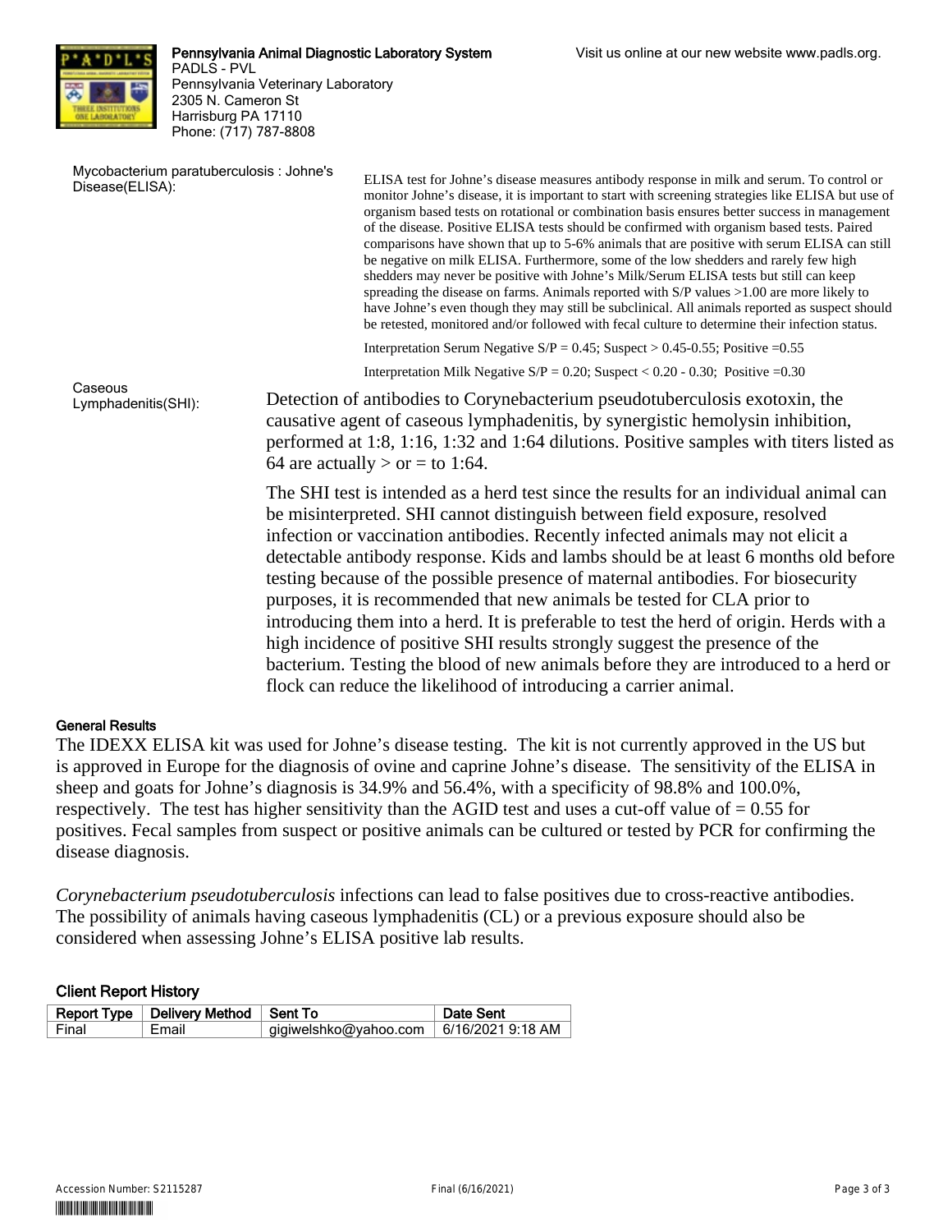**Pennsylvania Animal Diagnostic Laboratory System**
PADLS - PVL
Pennsylvania Veterinary Laboratory
2305 N. Cameron St
Harrisburg PA 17110
Phone: (717) 787-8808

Visit us online at our new website www.padls.org.

| | |
|---|---|
| Mycobacterium paratuberculosis : Johne's Disease(ELISA): | ELISA test for Johne's disease measures antibody response in milk and serum. To control or monitor Johne's disease, it is important to start with screening strategies like ELISA but use of organism based tests on rotational or combination basis ensures better success in management of the disease. Positive ELISA tests should be confirmed with organism based tests. Paired comparisons have shown that up to 5-6% animals that are positive with serum ELISA can still be negative on milk ELISA. Furthermore, some of the low shedders and rarely few high shedders may never be positive with Johne's Milk/Serum ELISA tests but still can keep spreading the disease on farms. Animals reported with S/P values >1.00 are more likely to have Johne's even though they may still be subclinical. All animals reported as suspect should be retested, monitored and/or followed with fecal culture to determine their infection status.<br><br>Interpretation Serum Negative S/P = 0.45; Suspect > 0.45-0.55; Positive =0.55<br><br>Interpretation Milk Negative S/P = 0.20; Suspect < 0.20 - 0.30; Positive =0.30 |
| Caseous Lymphadenitis(SHI): | Detection of antibodies to Corynebacterium pseudotuberculosis exotoxin, the causative agent of caseous lymphadenitis, by synergistic hemolysin inhibition, performed at 1:8, 1:16, 1:32 and 1:64 dilutions. Positive samples with titers listed as 64 are actually > or = to 1:64.<br><br>The SHI test is intended as a herd test since the results for an individual animal can be misinterpreted. SHI cannot distinguish between field exposure, resolved infection or vaccination antibodies. Recently infected animals may not elicit a detectable antibody response. Kids and lambs should be at least 6 months old before testing because of the possible presence of maternal antibodies. For biosecurity purposes, it is recommended that new animals be tested for CLA prior to introducing them into a herd. It is preferable to test the herd of origin. Herds with a high incidence of positive SHI results strongly suggest the presence of the bacterium. Testing the blood of new animals before they are introduced to a herd or flock can reduce the likelihood of introducing a carrier animal. |

#### General Results

The IDEXX ELISA kit was used for Johne's disease testing. The kit is not currently approved in the US but is approved in Europe for the diagnosis of ovine and caprine Johne's disease. The sensitivity of the ELISA in sheep and goats for Johne's diagnosis is 34.9% and 56.4%, with a specificity of 98.8% and 100.0%, respectively. The test has higher sensitivity than the AGID test and uses a cut-off value of = 0.55 for positives. Fecal samples from suspect or positive animals can be cultured or tested by PCR for confirming the disease diagnosis.

*Corynebacterium pseudotuberculosis* infections can lead to false positives due to cross-reactive antibodies. The possibility of animals having caseous lymphadenitis (CL) or a previous exposure should also be considered when assessing Johne's ELISA positive lab results.

#### Client Report History

| Report Type | Delivery Method | Sent To | Date Sent |
|---|---|---|---|
| Final | Email | gigiwelshko@yahoo.com | 6/16/2021 9:18 AM |

Accession Number: S2115287 Final (6/16/2021)